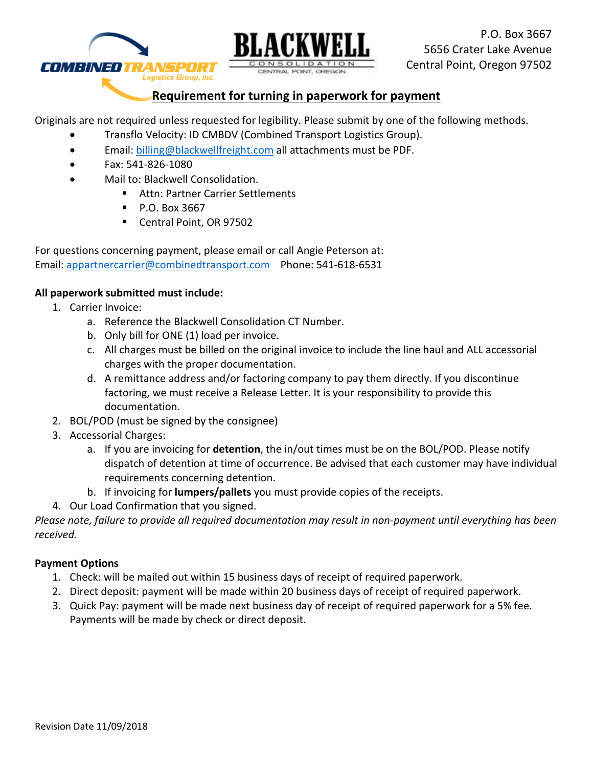P.O. Box 3667
5656 Crater Lake Avenue
Central Point, Oregon 97502

# Requirement for turning in paperwork for payment

Originals are not required unless requested for legibility. Please submit by one of the following methods.

- Transflo Velocity: ID CMBDV (Combined Transport Logistics Group).
- Email: billing@blackwellfreight.com all attachments must be PDF.
- Fax: 541-826-1080
- Mail to: Blackwell Consolidation.
  - Attn: Partner Carrier Settlements
  - P.O. Box 3667
  - Central Point, OR 97502

For questions concerning payment, please email or call Angie Peterson at:
Email: appartnercarrier@combinedtransport.com Phone: 541-618-6531

**All paperwork submitted must include:**

1. Carrier Invoice:
   a. Reference the Blackwell Consolidation CT Number.
   b. Only bill for ONE (1) load per invoice.
   c. All charges must be billed on the original invoice to include the line haul and ALL accessorial charges with the proper documentation.
   d. A remittance address and/or factoring company to pay them directly. If you discontinue factoring, we must receive a Release Letter. It is your responsibility to provide this documentation.
2. BOL/POD (must be signed by the consignee)
3. Accessorial Charges:
   a. If you are invoicing for **detention**, the in/out times must be on the BOL/POD. Please notify dispatch of detention at time of occurrence. Be advised that each customer may have individual requirements concerning detention.
   b. If invoicing for **lumpers/pallets** you must provide copies of the receipts.
4. Our Load Confirmation that you signed.

*Please note, failure to provide all required documentation may result in non-payment until everything has been received.*

**Payment Options**

1. Check: will be mailed out within 15 business days of receipt of required paperwork.
2. Direct deposit: payment will be made within 20 business days of receipt of required paperwork.
3. Quick Pay: payment will be made next business day of receipt of required paperwork for a 5% fee. Payments will be made by check or direct deposit.

Revision Date 11/09/2018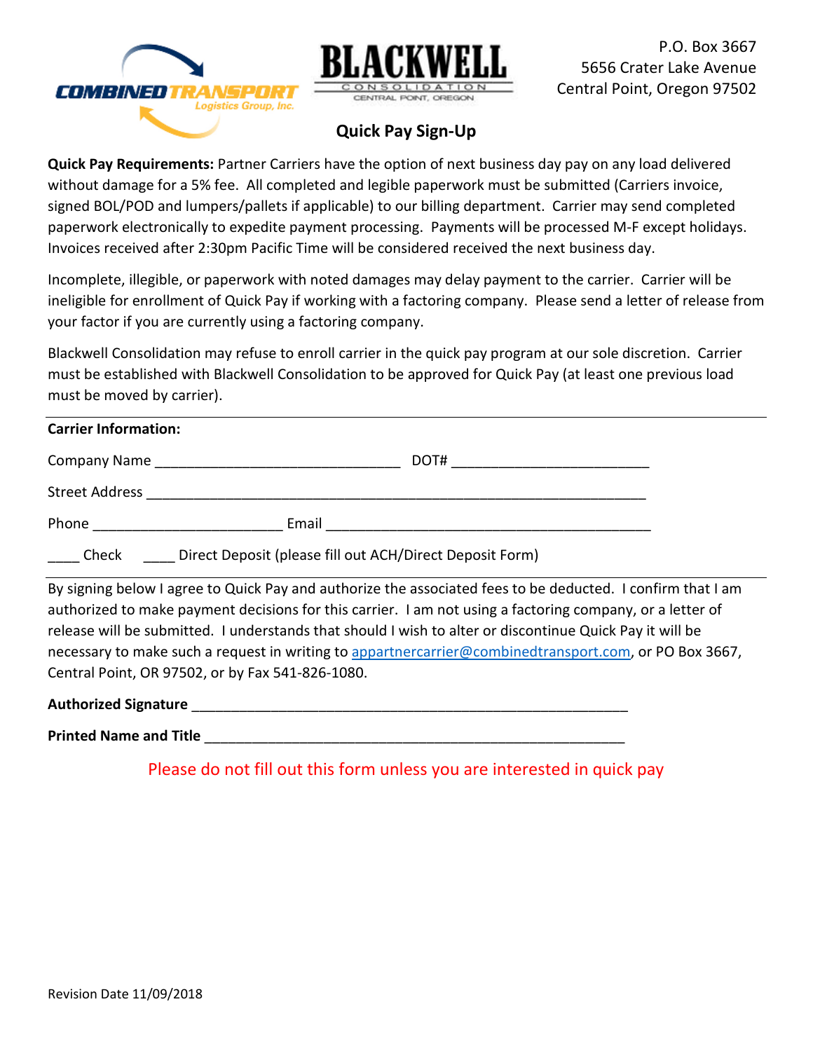P.O. Box 3667
5656 Crater Lake Avenue
Central Point, Oregon 97502

## Quick Pay Sign-Up

**Quick Pay Requirements:** Partner Carriers have the option of next business day pay on any load delivered without damage for a 5% fee. All completed and legible paperwork must be submitted (Carriers invoice, signed BOL/POD and lumpers/pallets if applicable) to our billing department. Carrier may send completed paperwork electronically to expedite payment processing. Payments will be processed M-F except holidays. Invoices received after 2:30pm Pacific Time will be considered received the next business day.

Incomplete, illegible, or paperwork with noted damages may delay payment to the carrier. Carrier will be ineligible for enrollment of Quick Pay if working with a factoring company. Please send a letter of release from your factor if you are currently using a factoring company.

Blackwell Consolidation may refuse to enroll carrier in the quick pay program at our sole discretion. Carrier must be established with Blackwell Consolidation to be approved for Quick Pay (at least one previous load must be moved by carrier).

---

**Carrier Information:**

Company Name _______________________________ DOT# _________________________

Street Address ________________________________________________________________

Phone ________________________ Email __________________________________________

____ Check ____ Direct Deposit (please fill out ACH/Direct Deposit Form)

---

By signing below I agree to Quick Pay and authorize the associated fees to be deducted. I confirm that I am authorized to make payment decisions for this carrier. I am not using a factoring company, or a letter of release will be submitted. I understands that should I wish to alter or discontinue Quick Pay it will be necessary to make such a request in writing to appartnercarrier@combinedtransport.com, or PO Box 3667, Central Point, OR 97502, or by Fax 541-826-1080.

**Authorized Signature** _______________________________________________________

**Printed Name and Title** _____________________________________________________

Please do not fill out this form unless you are interested in quick pay

Revision Date 11/09/2018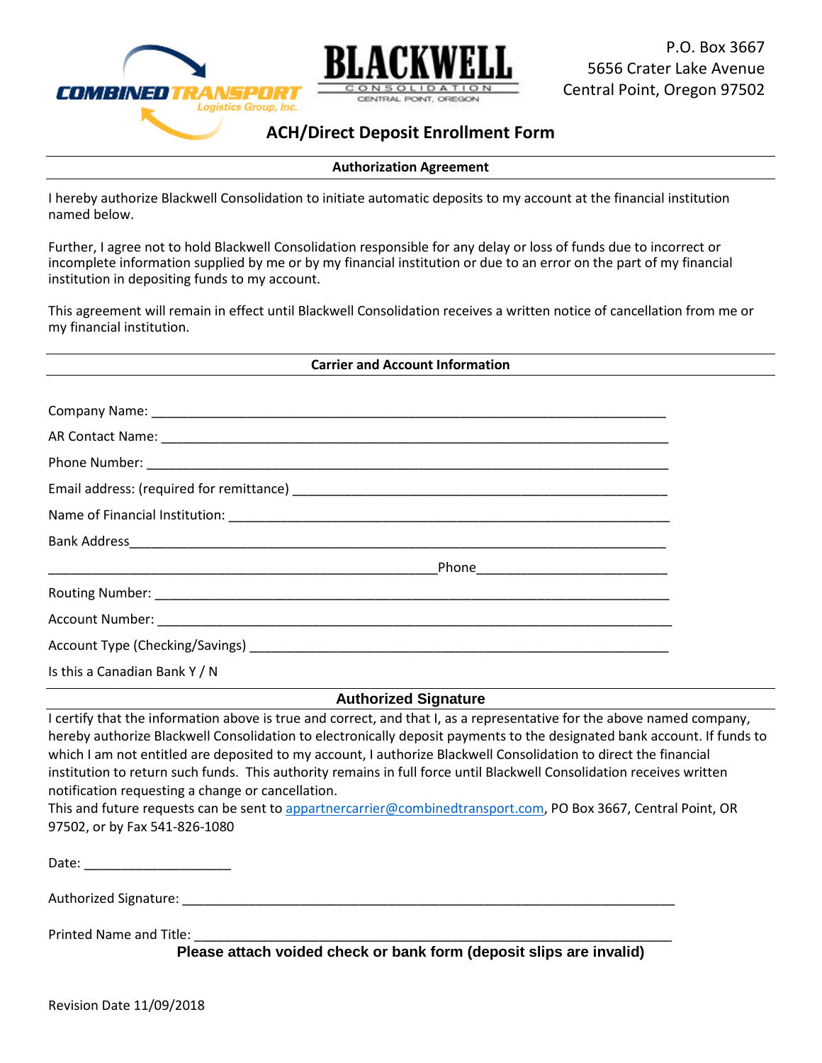P.O. Box 3667
5656 Crater Lake Avenue
Central Point, Oregon 97502

# ACH/Direct Deposit Enrollment Form

## Authorization Agreement

I hereby authorize Blackwell Consolidation to initiate automatic deposits to my account at the financial institution named below.

Further, I agree not to hold Blackwell Consolidation responsible for any delay or loss of funds due to incorrect or incomplete information supplied by me or by my financial institution or due to an error on the part of my financial institution in depositing funds to my account.

This agreement will remain in effect until Blackwell Consolidation receives a written notice of cancellation from me or my financial institution.

## Carrier and Account Information

Company Name: ___________________________________________________________________

AR Contact Name: _________________________________________________________________

Phone Number: ___________________________________________________________________

Email address: (required for remittance) _____________________________________________

Name of Financial Institution: _____________________________________________________

Bank Address___________________________________________________________________

_____________________________________________Phone_____________________________

Routing Number: _________________________________________________________________

Account Number: _________________________________________________________________

Account Type (Checking/Savings) ___________________________________________________

Is this a Canadian Bank Y / N

## Authorized Signature

I certify that the information above is true and correct, and that I, as a representative for the above named company, hereby authorize Blackwell Consolidation to electronically deposit payments to the designated bank account. If funds to which I am not entitled are deposited to my account, I authorize Blackwell Consolidation to direct the financial institution to return such funds. This authority remains in full force until Blackwell Consolidation receives written notification requesting a change or cancellation.
This and future requests can be sent to appartnercarrier@combinedtransport.com, PO Box 3667, Central Point, OR 97502, or by Fax 541-826-1080

Date: ____________________

Authorized Signature: _______________________________________________________________

Printed Name and Title: _____________________________________________________________

**Please attach voided check or bank form (deposit slips are invalid)**

Revision Date 11/09/2018